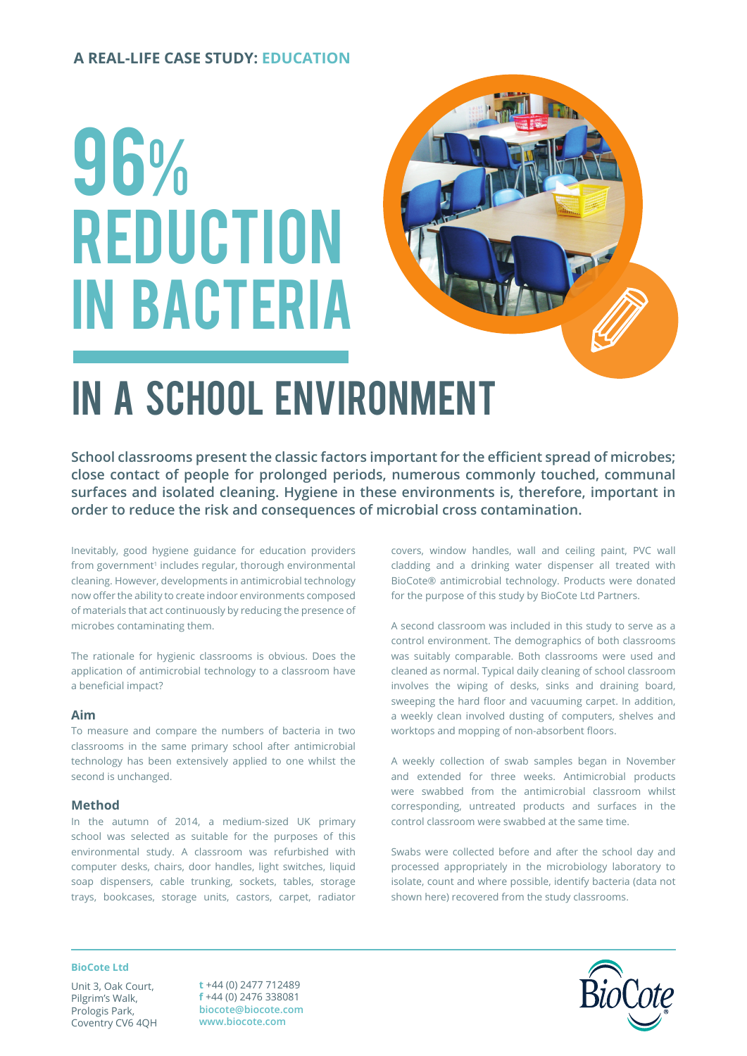**A REAL-LIFE CASE STUDY: EDUCATION**

# 96% REDUCTION IN BACTERIA

# IN A SCHOOL ENVIRONMENT

**School classrooms present the classic factors important for the efficient spread of microbes; close contact of people for prolonged periods, numerous commonly touched, communal surfaces and isolated cleaning. Hygiene in these environments is, therefore, important in order to reduce the risk and consequences of microbial cross contamination.**

Inevitably, good hygiene guidance for education providers from government[1] includes regular, thorough environmental cleaning. However, developments in antimicrobial technology now offer the ability to create indoor environments composed of materials that act continuously by reducing the presence of microbes contaminating them.

The rationale for hygienic classrooms is obvious. Does the application of antimicrobial technology to a classroom have a beneficial impact?

### Aim

To measure and compare the numbers of bacteria in two classrooms in the same primary school after antimicrobial technology has been extensively applied to one whilst the second is unchanged.

### Method

In the autumn of 2014, a medium-sized UK primary school was selected as suitable for the purposes of this environmental study. A classroom was refurbished with computer desks, chairs, door handles, light switches, liquid soap dispensers, cable trunking, sockets, tables, storage trays, bookcases, storage units, castors, carpet, radiator covers, window handles, wall and ceiling paint, PVC wall cladding and a drinking water dispenser all treated with BioCote® antimicrobial technology. Products were donated for the purpose of this study by BioCote Ltd Partners.

A second classroom was included in this study to serve as a control environment. The demographics of both classrooms was suitably comparable. Both classrooms were used and cleaned as normal. Typical daily cleaning of school classroom involves the wiping of desks, sinks and draining board, sweeping the hard floor and vacuuming carpet. In addition, a weekly clean involved dusting of computers, shelves and worktops and mopping of non-absorbent floors.

A weekly collection of swab samples began in November and extended for three weeks. Antimicrobial products were swabbed from the antimicrobial classroom whilst corresponding, untreated products and surfaces in the control classroom were swabbed at the same time.

Swabs were collected before and after the school day and processed appropriately in the microbiology laboratory to isolate, count and where possible, identify bacteria (data not shown here) recovered from the study classrooms.

**BioCote Ltd**

Unit 3, Oak Court,
Pilgrim's Walk,
Prologis Park,
Coventry CV6 4QH

**t** +44 (0) 2477 712489
**f** +44 (0) 2476 338081
**biocote@biocote.com**
**www.biocote.com**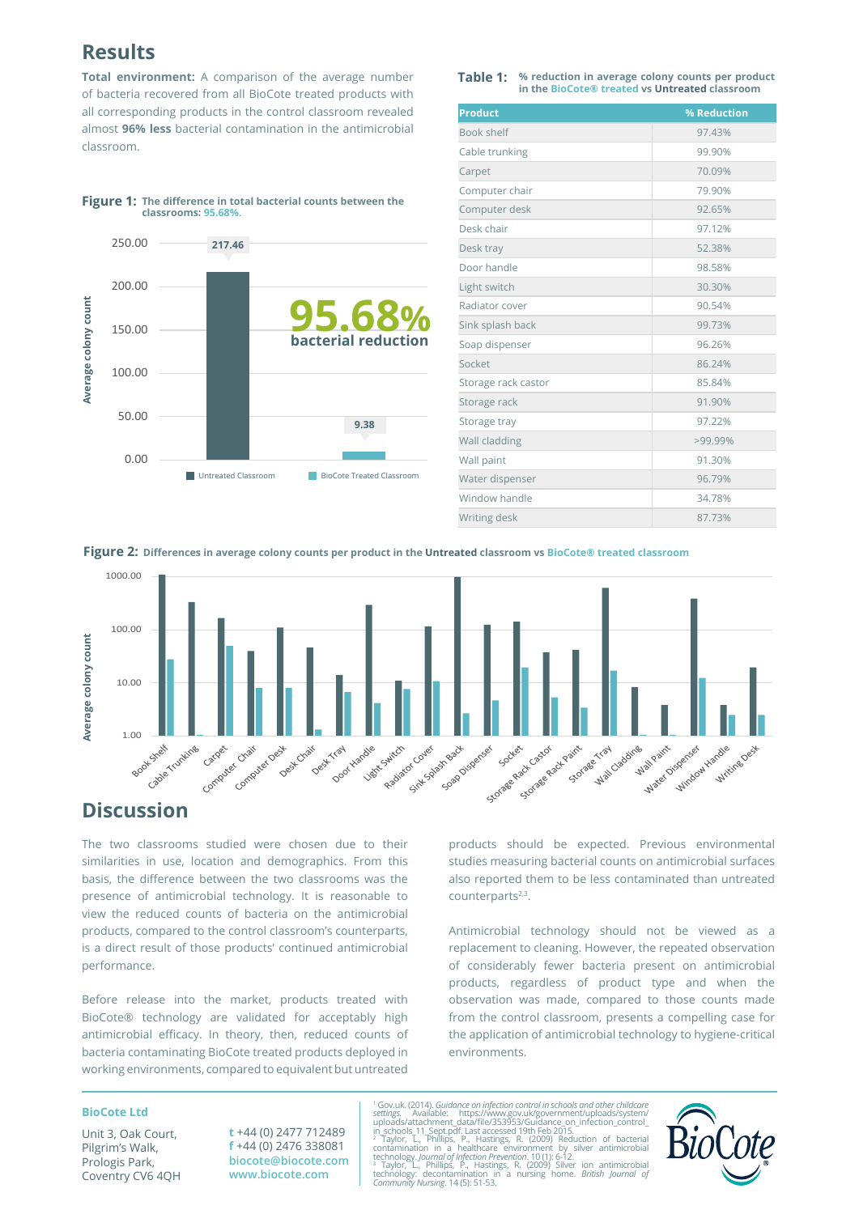## Results

**Total environment:** A comparison of the average number of bacteria recovered from all BioCote treated products with all corresponding products in the control classroom revealed almost **96% less** bacterial contamination in the antimicrobial classroom.

**Figure 1:** The difference in total bacterial counts between the classrooms: 95.68%.

Average colony count

250.00
200.00
150.00
100.00
50.00
0.00

217.46

9.38

95.68% bacterial reduction

Untreated Classroom
BioCote Treated Classroom

**Table 1:** % reduction in average colony counts per product in the BioCote® treated vs Untreated classroom

| Product | % Reduction |
|---|---|
| Book shelf | 97.43% |
| Cable trunking | 99.90% |
| Carpet | 70.09% |
| Computer chair | 79.90% |
| Computer desk | 92.65% |
| Desk chair | 97.12% |
| Desk tray | 52.38% |
| Door handle | 98.58% |
| Light switch | 30.30% |
| Radiator cover | 90.54% |
| Sink splash back | 99.73% |
| Soap dispenser | 96.26% |
| Socket | 86.24% |
| Storage rack castor | 85.84% |
| Storage rack | 91.90% |
| Storage tray | 97.22% |
| Wall cladding | >99.99% |
| Wall paint | 91.30% |
| Water dispenser | 96.79% |
| Window handle | 34.78% |
| Writing desk | 87.73% |

**Figure 2:** Differences in average colony counts per product in the Untreated classroom vs BioCote® treated classroom

Average colony count

1000.00
100.00
10.00
1.00

Book Shelf, Cable Trunking, Carpet, Computer Chair, Computer Desk, Desk Chair, Desk Tray, Door Handle, Light Switch, Radiator Cover, Sink Splash Back, Soap Dispenser, Socket, Storage Rack Castor, Storage Rack Paint, Storage Tray, Wall Cladding, Wall Paint, Water Dispenser, Window Handle, Writing Desk

## Discussion

The two classrooms studied were chosen due to their similarities in use, location and demographics. From this basis, the difference between the two classrooms was the presence of antimicrobial technology. It is reasonable to view the reduced counts of bacteria on the antimicrobial products, compared to the control classroom's counterparts, is a direct result of those products' continued antimicrobial performance.

Before release into the market, products treated with BioCote® technology are validated for acceptably high antimicrobial efficacy. In theory, then, reduced counts of bacteria contaminating BioCote treated products deployed in working environments, compared to equivalent but untreated products should be expected. Previous environmental studies measuring bacterial counts on antimicrobial surfaces also reported them to be less contaminated than untreated counterparts[2,3].

Antimicrobial technology should not be viewed as a replacement to cleaning. However, the repeated observation of considerably fewer bacteria present on antimicrobial products, regardless of product type and when the observation was made, compared to those counts made from the control classroom, presents a compelling case for the application of antimicrobial technology to hygiene-critical environments.

**BioCote Ltd**

Unit 3, Oak Court,
Pilgrim's Walk,
Prologis Park,
Coventry CV6 4QH

t +44 (0) 2477 712489
f +44 (0) 2476 338081
biocote@biocote.com
www.biocote.com

[1] Gov.uk. (2014). *Guidance on infection control in schools and other childcare settings.* Available: https://www.gov.uk/government/uploads/system/uploads/attachment_data/file/353953/Guidance_on_infection_control_in_schools_11_Sept.pdf. Last accessed 19th Feb 2015.
[2] Taylor, L., Phillips, P., Hastings, R. (2009) Reduction of bacterial contamination in a healthcare environment by silver antimicrobial technology. *Journal of Infection Prevention*. 10 (1): 6-12.
[3] Taylor, L., Phillips, P., Hastings, R. (2009) Silver ion antimicrobial technology: decontamination in a nursing home. *British Journal of Community Nursing*. 14 (5): 51-53.

BioCote®